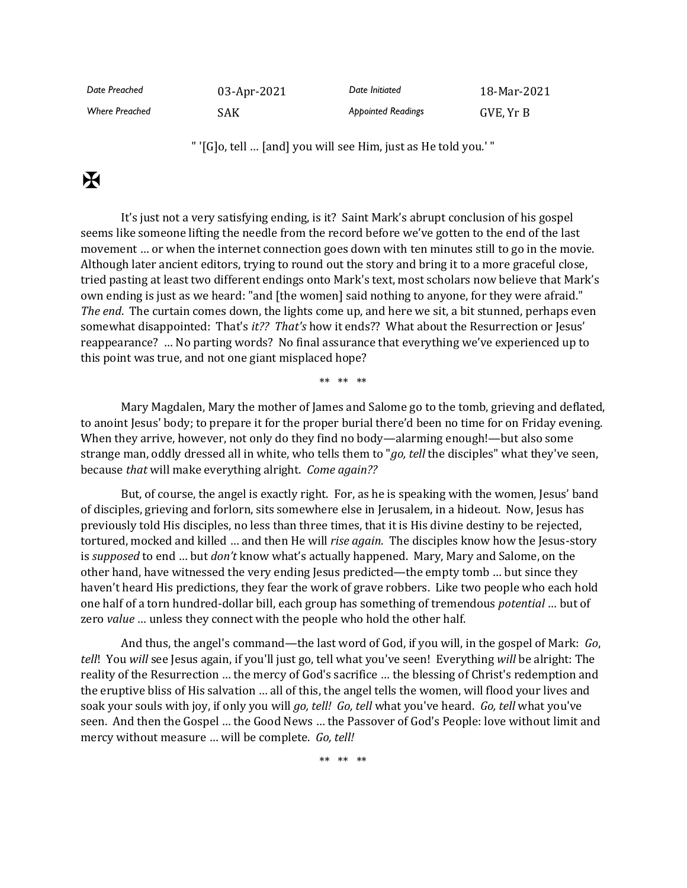| Date Preached | 03-Apr-2021 | Date Initiated | 18-Mar-2021 |
|---|---|---|---|
| Where Preached | SAK | Appointed Readings | GVE, Yr B |

" '[G]o, tell … [and] you will see Him, just as He told you.' "

✠

It's just not a very satisfying ending, is it? Saint Mark's abrupt conclusion of his gospel seems like someone lifting the needle from the record before we've gotten to the end of the last movement … or when the internet connection goes down with ten minutes still to go in the movie. Although later ancient editors, trying to round out the story and bring it to a more graceful close, tried pasting at least two different endings onto Mark's text, most scholars now believe that Mark's own ending is just as we heard: "and [the women] said nothing to anyone, for they were afraid." *The end*. The curtain comes down, the lights come up, and here we sit, a bit stunned, perhaps even somewhat disappointed: That's *it?? That's* how it ends?? What about the Resurrection or Jesus' reappearance? … No parting words? No final assurance that everything we've experienced up to this point was true, and not one giant misplaced hope?

** ** **

Mary Magdalen, Mary the mother of James and Salome go to the tomb, grieving and deflated, to anoint Jesus' body; to prepare it for the proper burial there'd been no time for on Friday evening. When they arrive, however, not only do they find no body—alarming enough!—but also some strange man, oddly dressed all in white, who tells them to "*go, tell* the disciples" what they've seen, because *that* will make everything alright. *Come again??*

But, of course, the angel is exactly right. For, as he is speaking with the women, Jesus' band of disciples, grieving and forlorn, sits somewhere else in Jerusalem, in a hideout. Now, Jesus has previously told His disciples, no less than three times, that it is His divine destiny to be rejected, tortured, mocked and killed … and then He will *rise again*. The disciples know how the Jesus-story is *supposed* to end … but *don't* know what's actually happened. Mary, Mary and Salome, on the other hand, have witnessed the very ending Jesus predicted—the empty tomb … but since they haven't heard His predictions, they fear the work of grave robbers. Like two people who each hold one half of a torn hundred-dollar bill, each group has something of tremendous *potential* … but of zero *value* … unless they connect with the people who hold the other half.

And thus, the angel's command—the last word of God, if you will, in the gospel of Mark: *Go*, *tell*! You *will* see Jesus again, if you'll just go, tell what you've seen! Everything *will* be alright: The reality of the Resurrection … the mercy of God's sacrifice … the blessing of Christ's redemption and the eruptive bliss of His salvation … all of this, the angel tells the women, will flood your lives and soak your souls with joy, if only you will *go, tell! Go, tell* what you've heard. *Go, tell* what you've seen. And then the Gospel … the Good News … the Passover of God's People: love without limit and mercy without measure … will be complete. *Go, tell!*

** ** **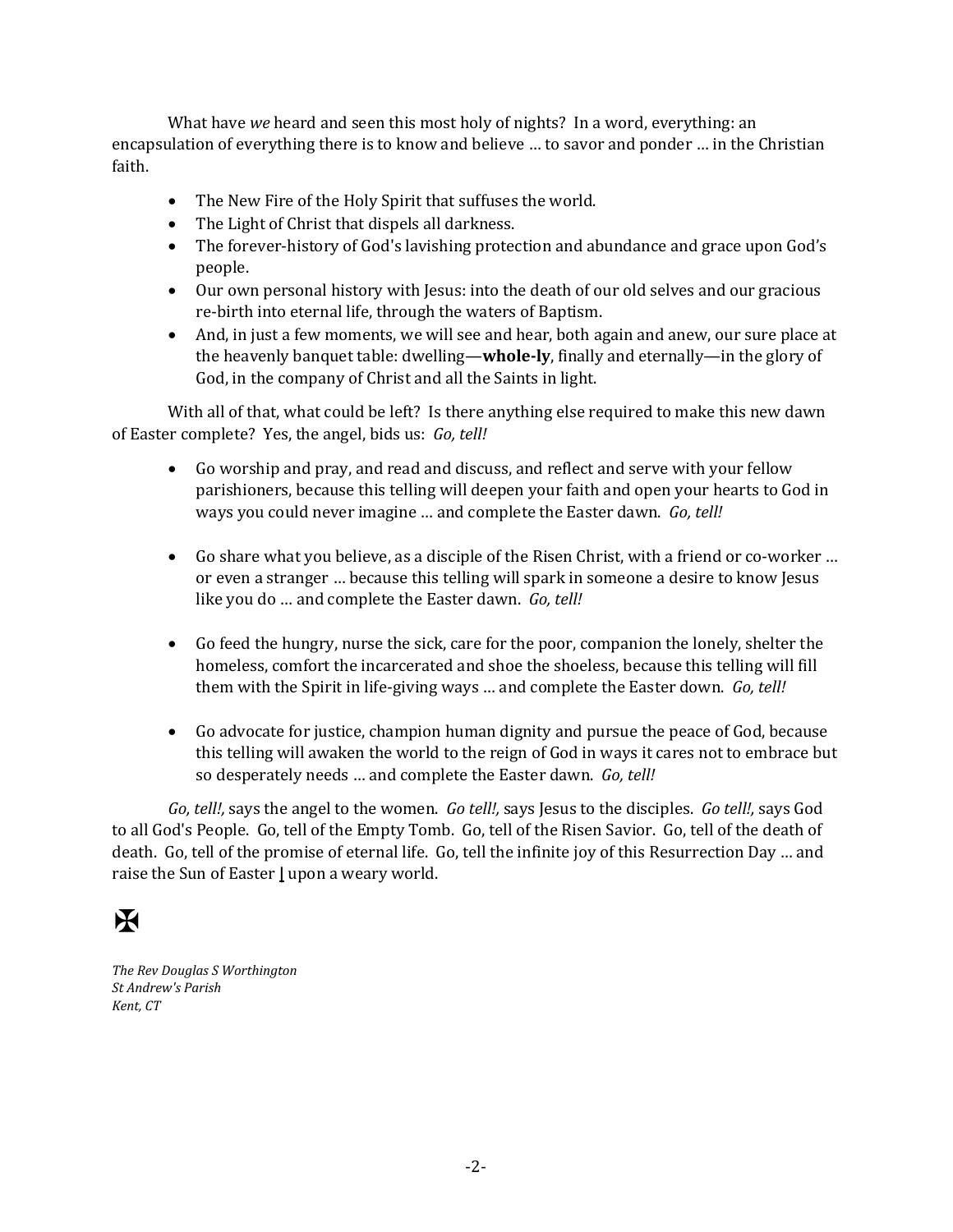What have *we* heard and seen this most holy of nights? In a word, everything: an encapsulation of everything there is to know and believe … to savor and ponder … in the Christian faith.

- The New Fire of the Holy Spirit that suffuses the world.
- The Light of Christ that dispels all darkness.
- The forever-history of God's lavishing protection and abundance and grace upon God's people.
- Our own personal history with Jesus: into the death of our old selves and our gracious re-birth into eternal life, through the waters of Baptism.
- And, in just a few moments, we will see and hear, both again and anew, our sure place at the heavenly banquet table: dwelling—**whole-ly**, finally and eternally—in the glory of God, in the company of Christ and all the Saints in light.

With all of that, what could be left? Is there anything else required to make this new dawn of Easter complete? Yes, the angel, bids us: *Go, tell!*

- Go worship and pray, and read and discuss, and reflect and serve with your fellow parishioners, because this telling will deepen your faith and open your hearts to God in ways you could never imagine … and complete the Easter dawn. *Go, tell!*

- Go share what you believe, as a disciple of the Risen Christ, with a friend or co-worker … or even a stranger … because this telling will spark in someone a desire to know Jesus like you do … and complete the Easter dawn. *Go, tell!*

- Go feed the hungry, nurse the sick, care for the poor, companion the lonely, shelter the homeless, comfort the incarcerated and shoe the shoeless, because this telling will fill them with the Spirit in life-giving ways … and complete the Easter down. *Go, tell!*

- Go advocate for justice, champion human dignity and pursue the peace of God, because this telling will awaken the world to the reign of God in ways it cares not to embrace but so desperately needs … and complete the Easter dawn. *Go, tell!*

*Go, tell!,* says the angel to the women. *Go tell!,* says Jesus to the disciples. *Go tell!,* says God to all God's People. Go, tell of the Empty Tomb. Go, tell of the Risen Savior. Go, tell of the death of death. Go, tell of the promise of eternal life. Go, tell the infinite joy of this Resurrection Day … and raise the Sun of Easter ⌊ upon a weary world.

✠

*The Rev Douglas S Worthington*
*St Andrew's Parish*
*Kent, CT*